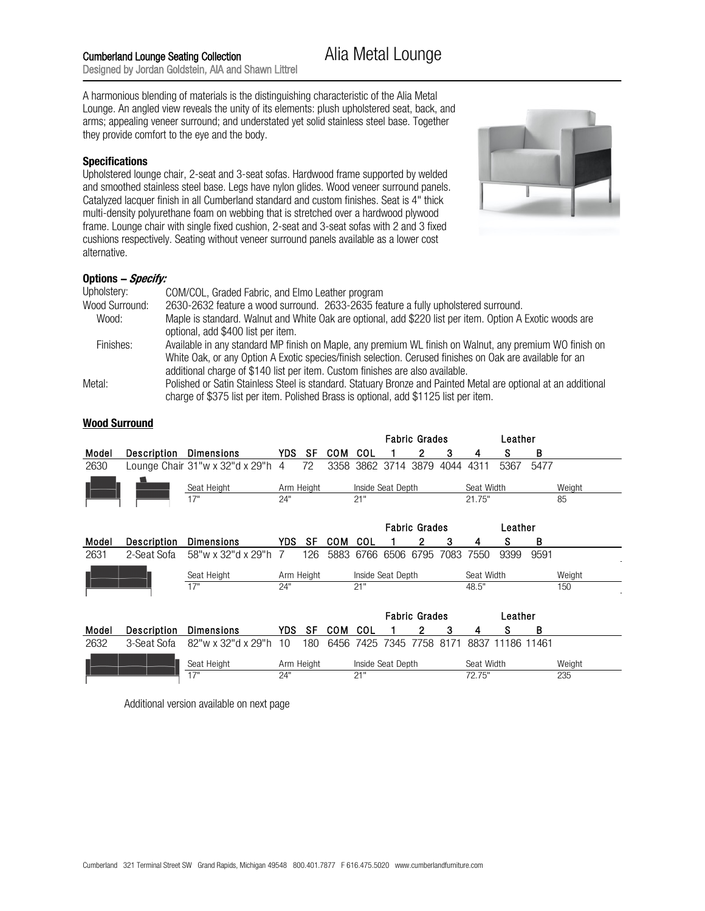Cumberland Lounge Seating Collection
Designed by Jordan Goldstein, AIA and Shawn Littrel

# Alia Metal Lounge

A harmonious blending of materials is the distinguishing characteristic of the Alia Metal Lounge. An angled view reveals the unity of its elements: plush upholstered seat, back, and arms; appealing veneer surround; and understated yet solid stainless steel base. Together they provide comfort to the eye and the body.

**Specifications**

Upholstered lounge chair, 2-seat and 3-seat sofas. Hardwood frame supported by welded and smoothed stainless steel base. Legs have nylon glides. Wood veneer surround panels. Catalyzed lacquer finish in all Cumberland standard and custom finishes. Seat is 4" thick multi-density polyurethane foam on webbing that is stretched over a hardwood plywood frame. Lounge chair with single fixed cushion, 2-seat and 3-seat sofas with 2 and 3 fixed cushions respectively. Seating without veneer surround panels available as a lower cost alternative.

**Options – *Specify:***

Upholstery: COM/COL, Graded Fabric, and Elmo Leather program

Wood Surround: 2630-2632 feature a wood surround. 2633-2635 feature a fully upholstered surround.

Wood: Maple is standard. Walnut and White Oak are optional, add $220 list per item. Option A Exotic woods are optional, add $400 list per item.

Finishes: Available in any standard MP finish on Maple, any premium WL finish on Walnut, any premium WO finish on White Oak, or any Option A Exotic species/finish selection. Cerused finishes on Oak are available for an additional charge of $140 list per item. Custom finishes are also available.

Metal: Polished or Satin Stainless Steel is standard. Statuary Bronze and Painted Metal are optional at an additional charge of $375 list per item. Polished Brass is optional, add $1125 list per item.

## Wood Surround

| Model | Description | Dimensions | YDS | SF | COM | COL | Fabric Grades 1 | 2 | 3 | 4 | Leather S | B |
|---|---|---|---|---|---|---|---|---|---|---|---|---|
| 2630 | Lounge Chair | 31"w x 32"d x 29"h | 4 | 72 | 3358 | 3862 | 3714 | 3879 | 4044 | 4311 | 5367 | 5477 |

| Seat Height | Arm Height | Inside Seat Depth | Seat Width | Weight |
|---|---|---|---|---|
| 17" | 24" | 21" | 21.75" | 85 |

| Model | Description | Dimensions | YDS | SF | COM | COL | Fabric Grades 1 | 2 | 3 | 4 | Leather S | B |
|---|---|---|---|---|---|---|---|---|---|---|---|---|
| 2631 | 2-Seat Sofa | 58"w x 32"d x 29"h | 7 | 126 | 5883 | 6766 | 6506 | 6795 | 7083 | 7550 | 9399 | 9591 |

| Seat Height | Arm Height | Inside Seat Depth | Seat Width | Weight |
|---|---|---|---|---|
| 17" | 24" | 21" | 48.5" | 150 |

| Model | Description | Dimensions | YDS | SF | COM | COL | Fabric Grades 1 | 2 | 3 | 4 | Leather S | B |
|---|---|---|---|---|---|---|---|---|---|---|---|---|
| 2632 | 3-Seat Sofa | 82"w x 32"d x 29"h | 10 | 180 | 6456 | 7425 | 7345 | 7758 | 8171 | 8837 | 11186 | 11461 |

| Seat Height | Arm Height | Inside Seat Depth | Seat Width | Weight |
|---|---|---|---|---|
| 17" | 24" | 21" | 72.75" | 235 |

Additional version available on next page

Cumberland 321 Terminal Street SW Grand Rapids, Michigan 49548 800.401.7877 F 616.475.5020 www.cumberlandfurniture.com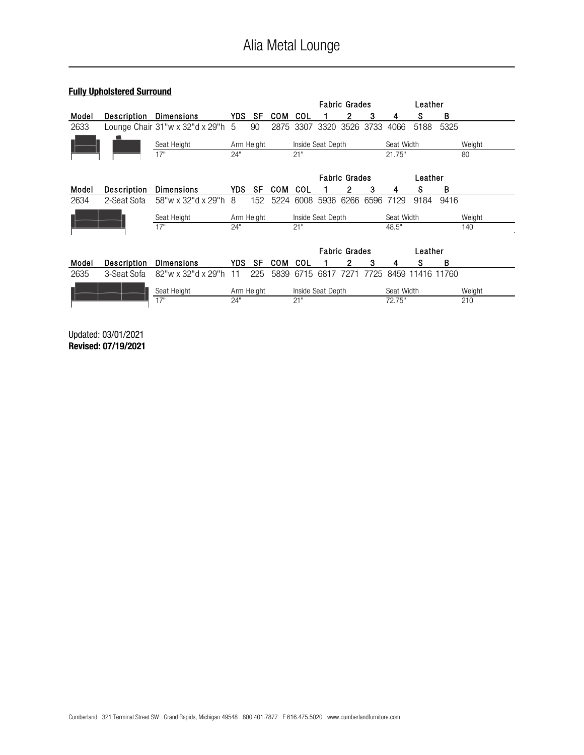# Alia Metal Lounge

**Fully Upholstered Surround**

| | | | | | | | Fabric Grades | | | | Leather | |
|---|---|---|---|---|---|---|---|---|---|---|---|---|
| **Model** | **Description** | **Dimensions** | **YDS** | **SF** | **COM** | **COL** | **1** | **2** | **3** | **4** | **S** | **B** |
| 2633 | Lounge Chair | 31"w x 32"d x 29"h | 5 | 90 | 2875 | 3307 | 3320 | 3526 | 3733 | 4066 | 5188 | 5325 |

| Seat Height | Arm Height | Inside Seat Depth | Seat Width | Weight |
|---|---|---|---|---|
| 17" | 24" | 21" | 21.75" | 80 |

| | | | | | | | Fabric Grades | | | | Leather | |
|---|---|---|---|---|---|---|---|---|---|---|---|---|
| **Model** | **Description** | **Dimensions** | **YDS** | **SF** | **COM** | **COL** | **1** | **2** | **3** | **4** | **S** | **B** |
| 2634 | 2-Seat Sofa | 58"w x 32"d x 29"h | 8 | 152 | 5224 | 6008 | 5936 | 6266 | 6596 | 7129 | 9184 | 9416 |

| Seat Height | Arm Height | Inside Seat Depth | Seat Width | Weight |
|---|---|---|---|---|
| 17" | 24" | 21" | 48.5" | 140 |

| | | | | | | | Fabric Grades | | | | Leather | |
|---|---|---|---|---|---|---|---|---|---|---|---|---|
| **Model** | **Description** | **Dimensions** | **YDS** | **SF** | **COM** | **COL** | **1** | **2** | **3** | **4** | **S** | **B** |
| 2635 | 3-Seat Sofa | 82"w x 32"d x 29"h | 11 | 225 | 5839 | 6715 | 6817 | 7271 | 7725 | 8459 | 11416 | 11760 |

| Seat Height | Arm Height | Inside Seat Depth | Seat Width | Weight |
|---|---|---|---|---|
| 17" | 24" | 21" | 72.75" | 210 |

Updated: 03/01/2021
**Revised: 07/19/2021**

Cumberland 321 Terminal Street SW Grand Rapids, Michigan 49548 800.401.7877 F 616.475.5020 www.cumberlandfurniture.com